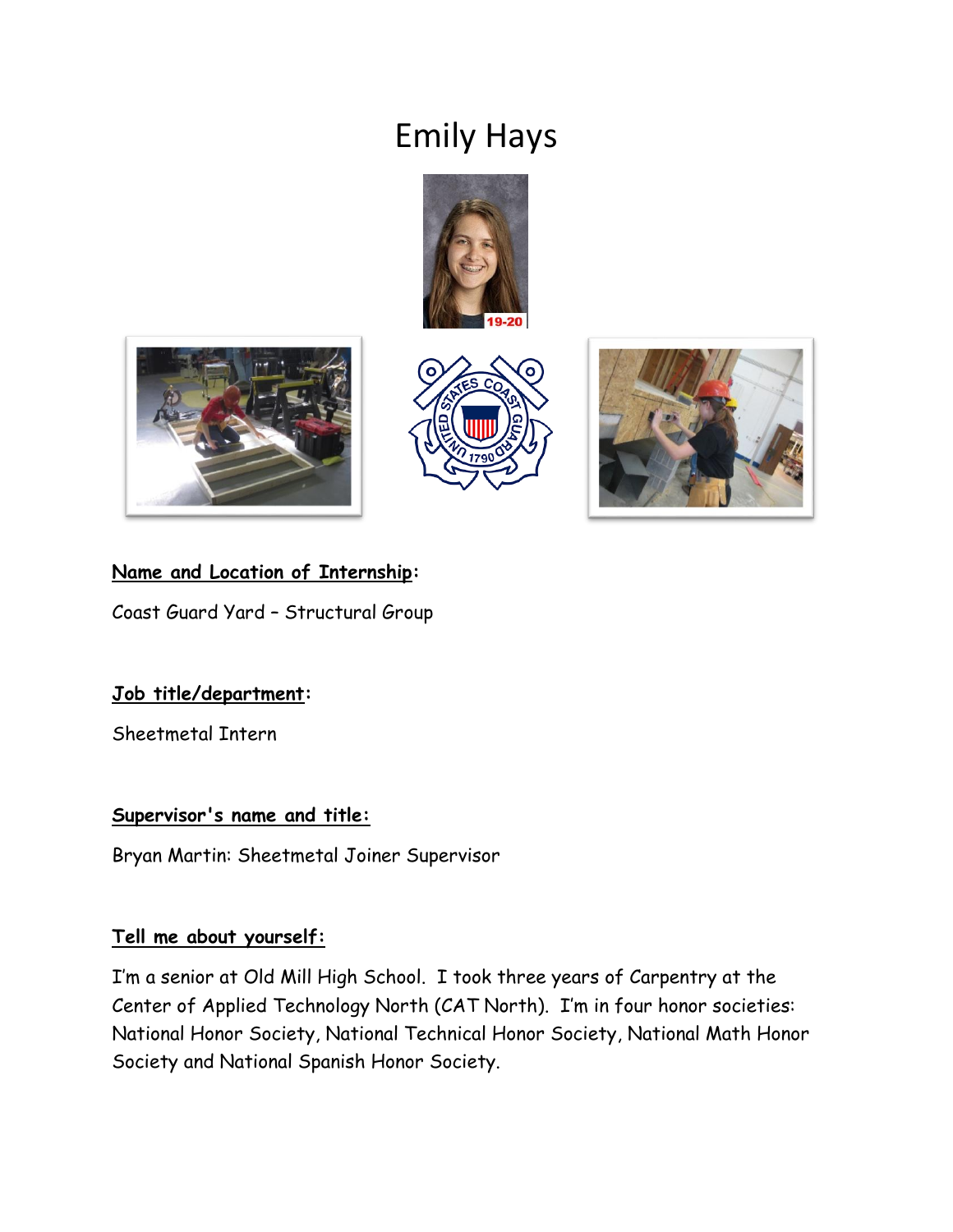# Emily Hays

**Name and Location of Internship:**

Coast Guard Yard – Structural Group

**Job title/department:**

Sheetmetal Intern

**Supervisor's name and title:**

Bryan Martin: Sheetmetal Joiner Supervisor

**Tell me about yourself:**

I'm a senior at Old Mill High School. I took three years of Carpentry at the Center of Applied Technology North (CAT North). I'm in four honor societies: National Honor Society, National Technical Honor Society, National Math Honor Society and National Spanish Honor Society.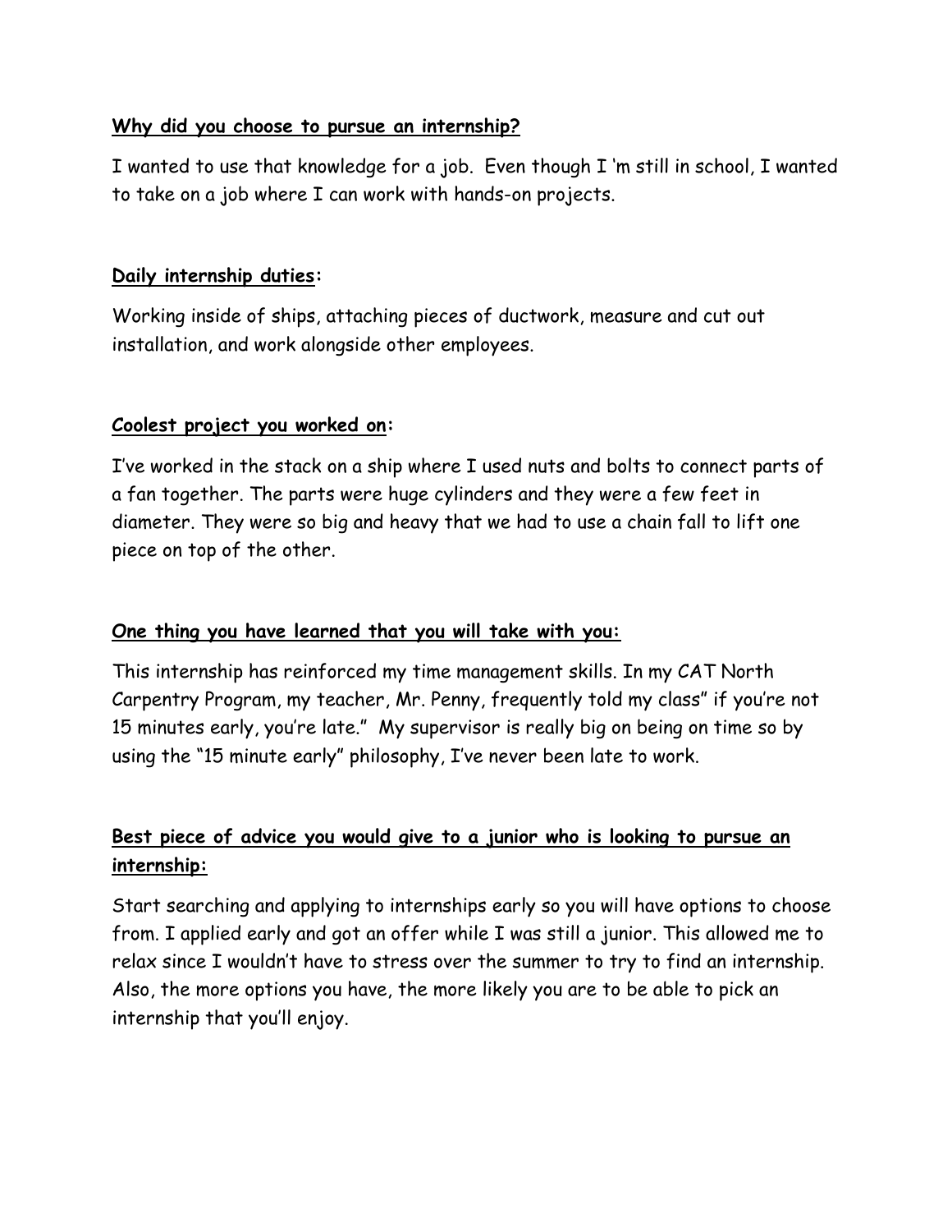**Why did you choose to pursue an internship?**

I wanted to use that knowledge for a job. Even though I 'm still in school, I wanted to take on a job where I can work with hands-on projects.

**Daily internship duties:**

Working inside of ships, attaching pieces of ductwork, measure and cut out installation, and work alongside other employees.

**Coolest project you worked on:**

I've worked in the stack on a ship where I used nuts and bolts to connect parts of a fan together. The parts were huge cylinders and they were a few feet in diameter. They were so big and heavy that we had to use a chain fall to lift one piece on top of the other.

**One thing you have learned that you will take with you:**

This internship has reinforced my time management skills. In my CAT North Carpentry Program, my teacher, Mr. Penny, frequently told my class" if you're not 15 minutes early, you're late." My supervisor is really big on being on time so by using the "15 minute early" philosophy, I've never been late to work.

**Best piece of advice you would give to a junior who is looking to pursue an internship:**

Start searching and applying to internships early so you will have options to choose from. I applied early and got an offer while I was still a junior. This allowed me to relax since I wouldn't have to stress over the summer to try to find an internship. Also, the more options you have, the more likely you are to be able to pick an internship that you'll enjoy.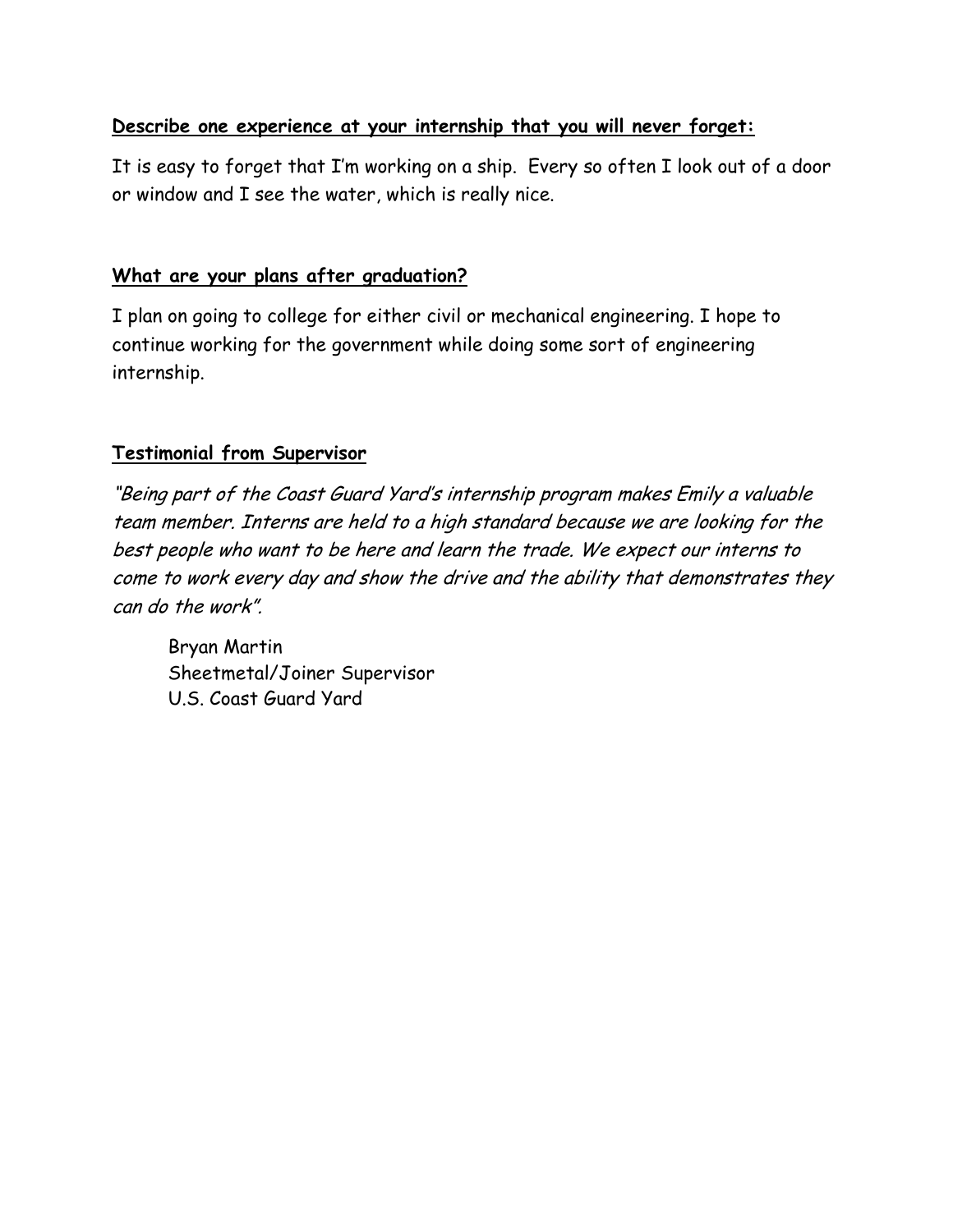**Describe one experience at your internship that you will never forget:**

It is easy to forget that I'm working on a ship. Every so often I look out of a door or window and I see the water, which is really nice.

**What are your plans after graduation?**

I plan on going to college for either civil or mechanical engineering. I hope to continue working for the government while doing some sort of engineering internship.

**Testimonial from Supervisor**

*"Being part of the Coast Guard Yard's internship program makes Emily a valuable team member. Interns are held to a high standard because we are looking for the best people who want to be here and learn the trade. We expect our interns to come to work every day and show the drive and the ability that demonstrates they can do the work".*

Bryan Martin
Sheetmetal/Joiner Supervisor
U.S. Coast Guard Yard